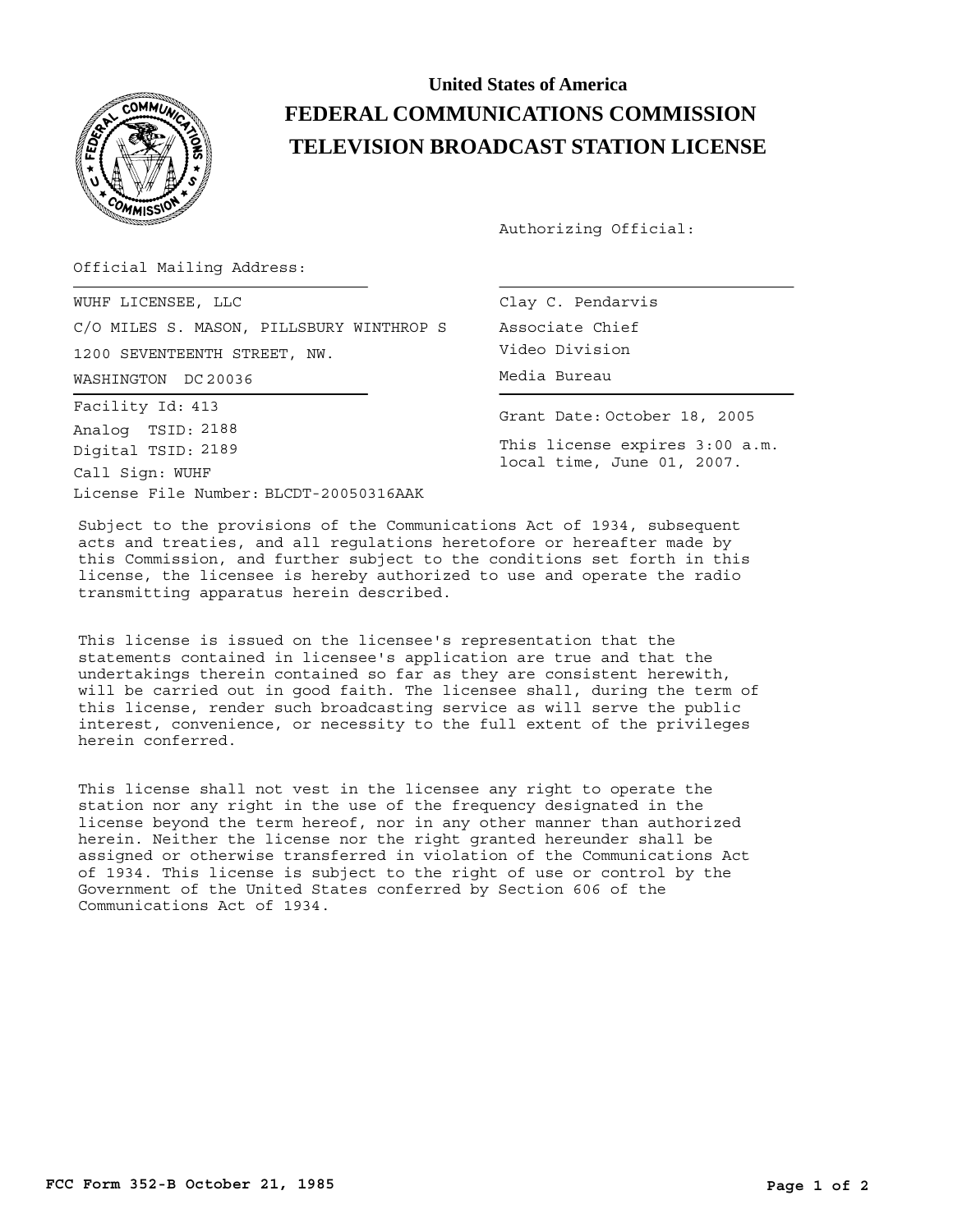**United States of America**

# FEDERAL COMMUNICATIONS COMMISSION

# TELEVISION BROADCAST STATION LICENSE

Authorizing Official:

Official Mailing Address:

WUHF LICENSEE, LLC
C/O MILES S. MASON, PILLSBURY WINTHROP S
1200 SEVENTEENTH STREET, NW.
WASHINGTON DC 20036

Clay C. Pendarvis
Associate Chief
Video Division
Media Bureau

Facility Id: 413
Analog TSID: 2188
Digital TSID: 2189
Call Sign: WUHF
License File Number: BLCDT-20050316AAK

Grant Date: October 18, 2005

This license expires 3:00 a.m. local time, June 01, 2007.

Subject to the provisions of the Communications Act of 1934, subsequent acts and treaties, and all regulations heretofore or hereafter made by this Commission, and further subject to the conditions set forth in this license, the licensee is hereby authorized to use and operate the radio transmitting apparatus herein described.

This license is issued on the licensee's representation that the statements contained in licensee's application are true and that the undertakings therein contained so far as they are consistent herewith, will be carried out in good faith. The licensee shall, during the term of this license, render such broadcasting service as will serve the public interest, convenience, or necessity to the full extent of the privileges herein conferred.

This license shall not vest in the licensee any right to operate the station nor any right in the use of the frequency designated in the license beyond the term hereof, nor in any other manner than authorized herein. Neither the license nor the right granted hereunder shall be assigned or otherwise transferred in violation of the Communications Act of 1934. This license is subject to the right of use or control by the Government of the United States conferred by Section 606 of the Communications Act of 1934.

FCC Form 352-B October 21, 1985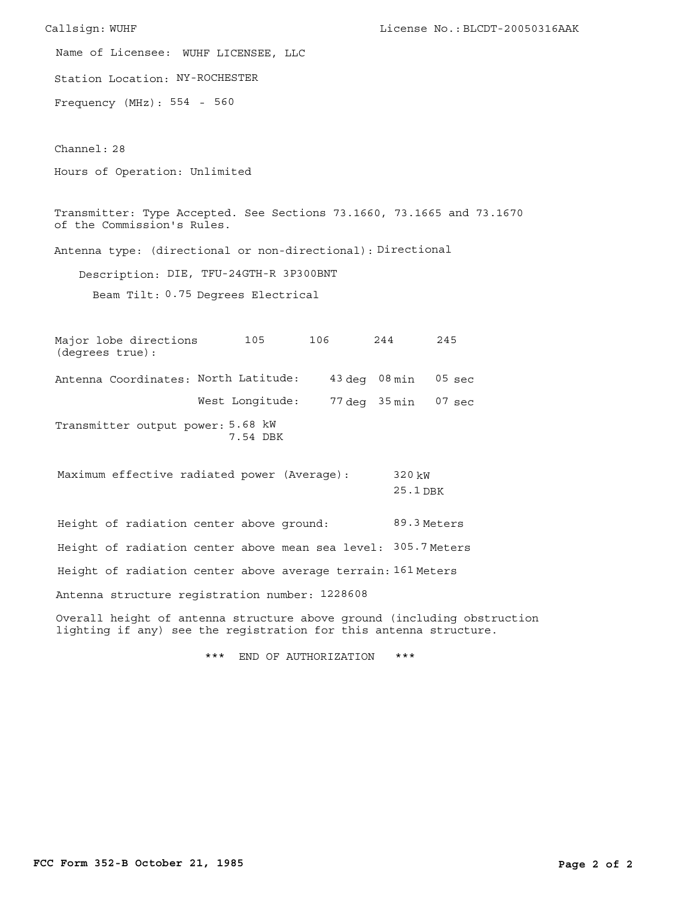Callsign: WUHF  License No.: BLCDT-20050316AAK

Name of Licensee: WUHF LICENSEE, LLC

Station Location: NY-ROCHESTER

Frequency (MHz): 554 - 560

Channel: 28

Hours of Operation: Unlimited

Transmitter: Type Accepted. See Sections 73.1660, 73.1665 and 73.1670 of the Commission's Rules.

Antenna type: (directional or non-directional): Directional

Description: DIE, TFU-24GTH-R 3P300BNT

Beam Tilt: 0.75 Degrees Electrical

Major lobe directions (degrees true): 105 106 244 245

Antenna Coordinates: North Latitude: 43 deg 08 min 05 sec

West Longitude: 77 deg 35 min 07 sec

Transmitter output power: 5.68 kW
7.54 DBK

Maximum effective radiated power (Average): 320 kW
25.1 DBK

Height of radiation center above ground: 89.3 Meters

Height of radiation center above mean sea level: 305.7 Meters

Height of radiation center above average terrain: 161 Meters

Antenna structure registration number: 1228608

Overall height of antenna structure above ground (including obstruction lighting if any) see the registration for this antenna structure.

\*\*\* END OF AUTHORIZATION \*\*\*

**FCC Form 352-B October 21, 1985**